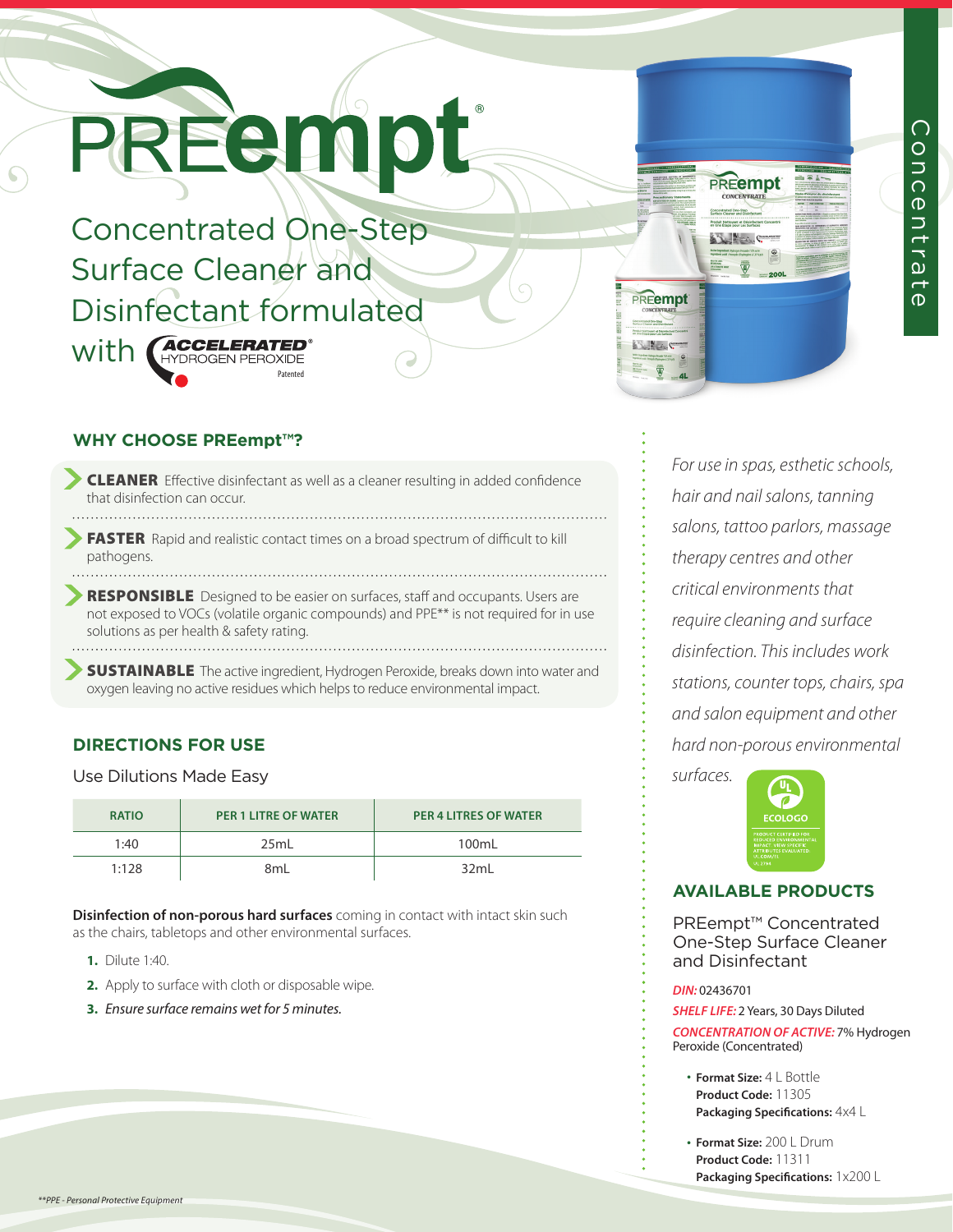# PREempt®

Concentrate

## Concentrated One-Step Surface Cleaner and Disinfectant formulated with ACCELERATED® HYDROGEN PEROXIDE Patented

## WHY CHOOSE PREempt™?

- **CLEANER** Effective disinfectant as well as a cleaner resulting in added confidence that disinfection can occur.
- **FASTER** Rapid and realistic contact times on a broad spectrum of difficult to kill pathogens.
- **RESPONSIBLE** Designed to be easier on surfaces, staff and occupants. Users are not exposed to VOCs (volatile organic compounds) and PPE** is not required for in use solutions as per health & safety rating.
- **SUSTAINABLE** The active ingredient, Hydrogen Peroxide, breaks down into water and oxygen leaving no active residues which helps to reduce environmental impact.

## DIRECTIONS FOR USE

Use Dilutions Made Easy

| RATIO | PER 1 LITRE OF WATER | PER 4 LITRES OF WATER |
|---|---|---|
| 1:40 | 25mL | 100mL |
| 1:128 | 8mL | 32mL |

**Disinfection of non-porous hard surfaces** coming in contact with intact skin such as the chairs, tabletops and other environmental surfaces.

1. Dilute 1:40.
2. Apply to surface with cloth or disposable wipe.
3. *Ensure surface remains wet for 5 minutes.*

*For use in spas, esthetic schools, hair and nail salons, tanning salons, tattoo parlors, massage therapy centres and other critical environments that require cleaning and surface disinfection. This includes work stations, counter tops, chairs, spa and salon equipment and other hard non-porous environmental surfaces.*

UL ECOLOGO — PRODUCT CERTIFIED FOR REDUCED ENVIRONMENTAL IMPACT. VIEW SPECIFIC ATTRIBUTES EVALUATED: UL.COM/EL UL 2794

## AVAILABLE PRODUCTS

PREempt™ Concentrated One-Step Surface Cleaner and Disinfectant

*DIN:* 02436701
*SHELF LIFE:* 2 Years, 30 Days Diluted
*CONCENTRATION OF ACTIVE:* 7% Hydrogen Peroxide (Concentrated)

- **Format Size:** 4 L Bottle
  **Product Code:** 11305
  **Packaging Specifications:** 4x4 L
- **Format Size:** 200 L Drum
  **Product Code:** 11311
  **Packaging Specifications:** 1x200 L

*\*\*PPE - Personal Protective Equipment*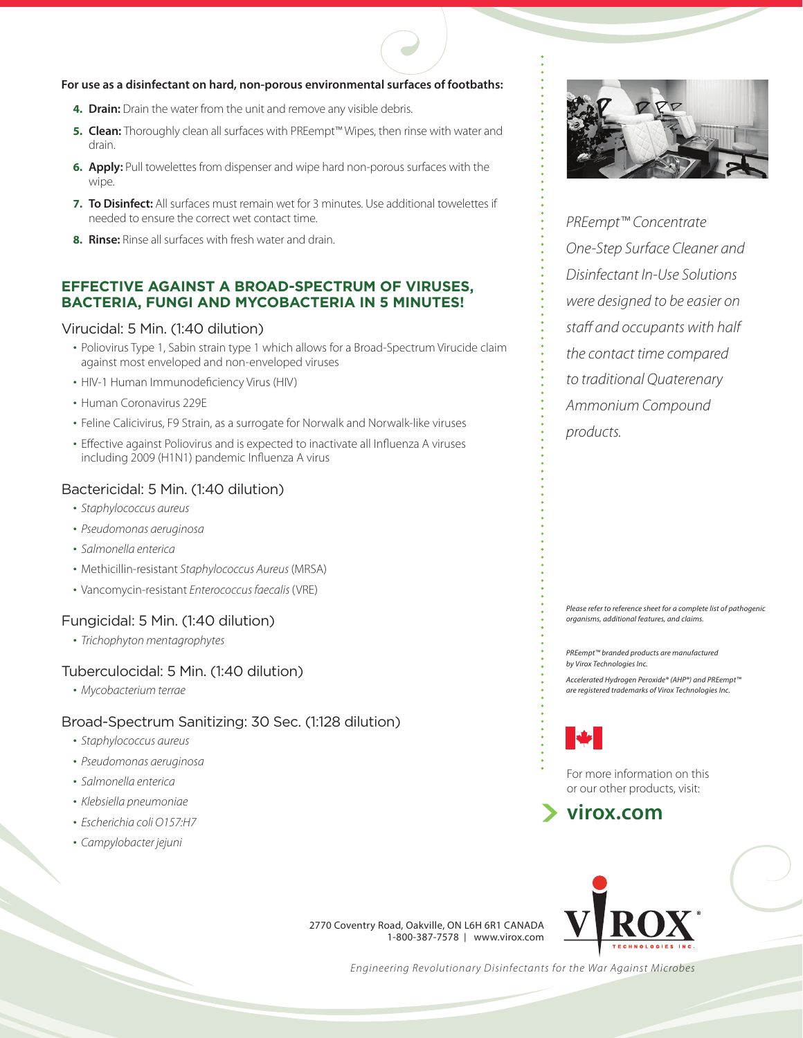**For use as a disinfectant on hard, non-porous environmental surfaces of footbaths:**

4. **Drain:** Drain the water from the unit and remove any visible debris.
5. **Clean:** Thoroughly clean all surfaces with PREempt™ Wipes, then rinse with water and drain.
6. **Apply:** Pull towelettes from dispenser and wipe hard non-porous surfaces with the wipe.
7. **To Disinfect:** All surfaces must remain wet for 3 minutes. Use additional towelettes if needed to ensure the correct wet contact time.
8. **Rinse:** Rinse all surfaces with fresh water and drain.

## EFFECTIVE AGAINST A BROAD-SPECTRUM OF VIRUSES, BACTERIA, FUNGI AND MYCOBACTERIA IN 5 MINUTES!

### Virucidal: 5 Min. (1:40 dilution)

- Poliovirus Type 1, Sabin strain type 1 which allows for a Broad-Spectrum Virucide claim against most enveloped and non-enveloped viruses
- HIV-1 Human Immunodeficiency Virus (HIV)
- Human Coronavirus 229E
- Feline Calicivirus, F9 Strain, as a surrogate for Norwalk and Norwalk-like viruses
- Effective against Poliovirus and is expected to inactivate all Influenza A viruses including 2009 (H1N1) pandemic Influenza A virus

### Bactericidal: 5 Min. (1:40 dilution)

- *Staphylococcus aureus*
- *Pseudomonas aeruginosa*
- *Salmonella enterica*
- Methicillin-resistant *Staphylococcus Aureus* (MRSA)
- Vancomycin-resistant *Enterococcus faecalis* (VRE)

### Fungicidal: 5 Min. (1:40 dilution)

- *Trichophyton mentagrophytes*

### Tuberculocidal: 5 Min. (1:40 dilution)

- *Mycobacterium terrae*

### Broad-Spectrum Sanitizing: 30 Sec. (1:128 dilution)

- *Staphylococcus aureus*
- *Pseudomonas aeruginosa*
- *Salmonella enterica*
- *Klebsiella pneumoniae*
- *Escherichia coli O157:H7*
- *Campylobacter jejuni*

*PREempt™ Concentrate One-Step Surface Cleaner and Disinfectant In-Use Solutions were designed to be easier on staff and occupants with half the contact time compared to traditional Quaterenary Ammonium Compound products.*

*Please refer to reference sheet for a complete list of pathogenic organisms, additional features, and claims.*

*PREempt™ branded products are manufactured by Virox Technologies Inc.*

*Accelerated Hydrogen Peroxide® (AHP®) and PREempt™ are registered trademarks of Virox Technologies Inc.*

For more information on this or our other products, visit:

**virox.com**

2770 Coventry Road, Oakville, ON L6H 6R1 CANADA
1-800-387-7578 | www.virox.com

VIROX® TECHNOLOGIES INC.

*Engineering Revolutionary Disinfectants for the War Against Microbes*